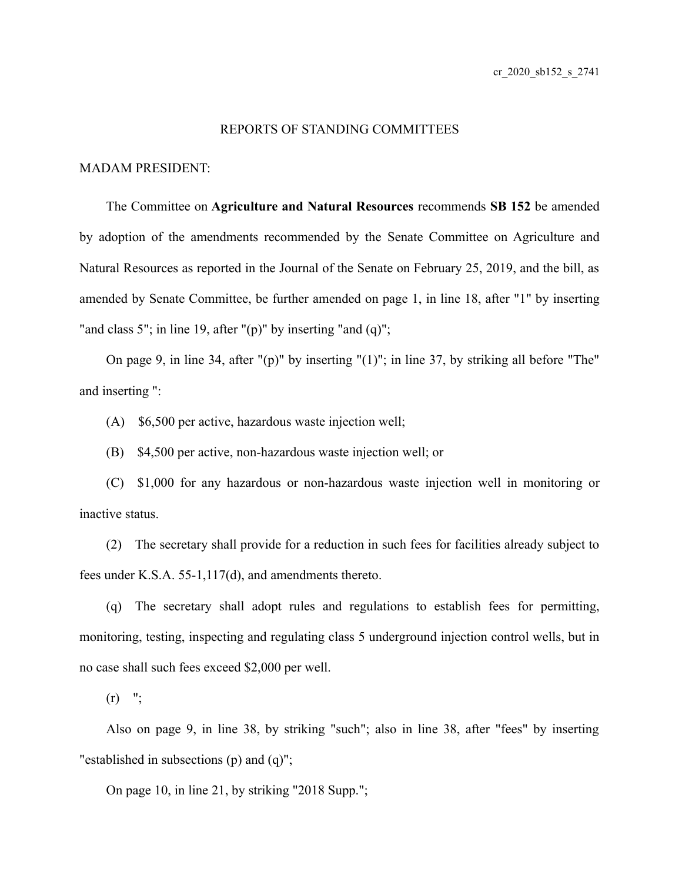## REPORTS OF STANDING COMMITTEES

MADAM PRESIDENT:

The Committee on **Agriculture and Natural Resources** recommends **SB 152** be amended by adoption of the amendments recommended by the Senate Committee on Agriculture and Natural Resources as reported in the Journal of the Senate on February 25, 2019, and the bill, as amended by Senate Committee, be further amended on page 1, in line 18, after "1" by inserting "and class 5"; in line 19, after "(p)" by inserting "and (q)";

On page 9, in line 34, after "(p)" by inserting "(1)"; in line 37, by striking all before "The" and inserting ":

(A) $6,500 per active, hazardous waste injection well;

(B) $4,500 per active, non-hazardous waste injection well; or

(C) $1,000 for any hazardous or non-hazardous waste injection well in monitoring or inactive status.

(2) The secretary shall provide for a reduction in such fees for facilities already subject to fees under K.S.A. 55-1,117(d), and amendments thereto.

(q) The secretary shall adopt rules and regulations to establish fees for permitting, monitoring, testing, inspecting and regulating class 5 underground injection control wells, but in no case shall such fees exceed $2,000 per well.

(r) ";

Also on page 9, in line 38, by striking "such"; also in line 38, after "fees" by inserting "established in subsections (p) and (q)";

On page 10, in line 21, by striking "2018 Supp.";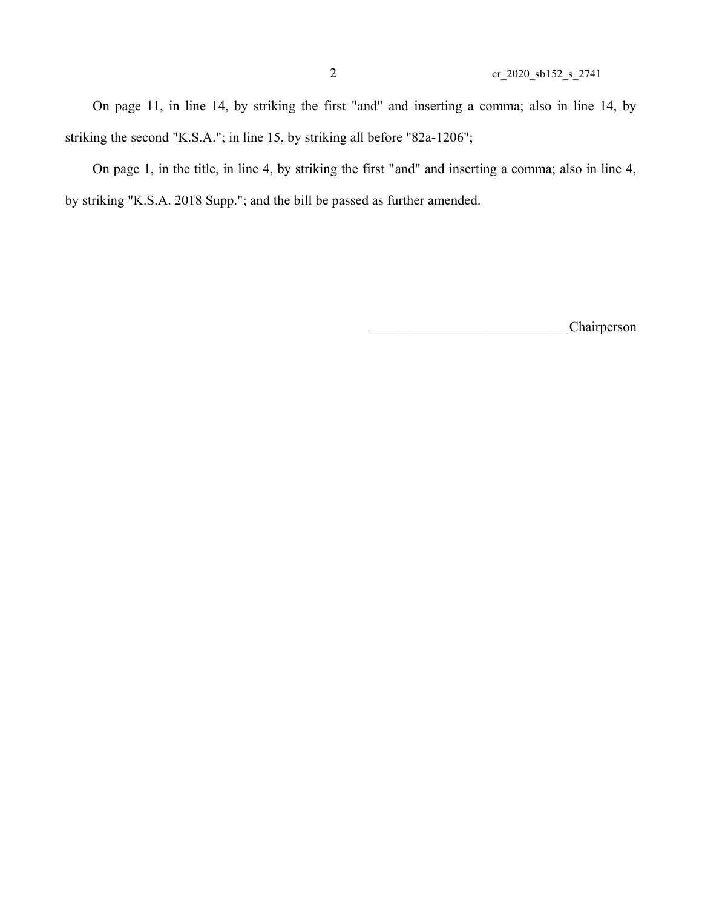On page 11, in line 14, by striking the first "and" and inserting a comma; also in line 14, by striking the second "K.S.A."; in line 15, by striking all before "82a-1206";

On page 1, in the title, in line 4, by striking the first "and" and inserting a comma; also in line 4, by striking "K.S.A. 2018 Supp."; and the bill be passed as further amended.

_____________________________Chairperson